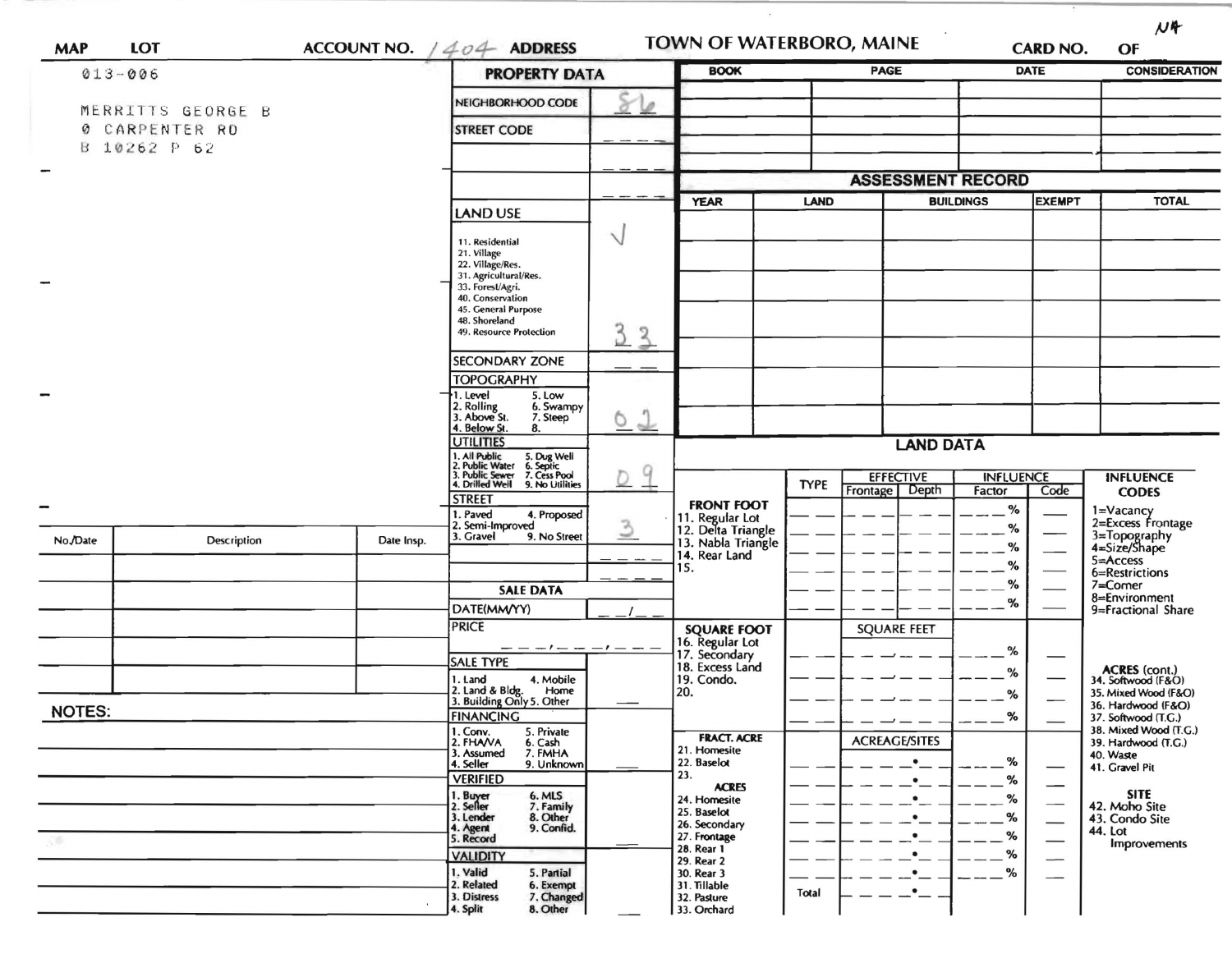NA

| MAP | LOT | ACCOUNT NO. 1404 | ADDRESS | TOWN OF WATERBORO, MAINE | CARD NO. | OF |
|---|---|---|---|---|---|---|

013-006

MERRITTS GEORGE B
0 CARPENTER RD
B 10262 P 62

## PROPERTY DATA

| Field | Value |
|---|---|
| NEIGHBORHOOD CODE | 86 |
| STREET CODE | |
| LAND USE | √ 33 |
| SECONDARY ZONE | |
| TOPOGRAPHY | 02 |
| UTILITIES | 09 |
| STREET | 3 |

LAND USE: 11. Residential, 21. Village, 22. Village/Res., 31. Agricultural/Res., 33. Forest/Agri., 40. Conservation, 45. General Purpose, 48. Shoreland, 49. Resource Protection

TOPOGRAPHY: 1. Level, 2. Rolling, 3. Above St., 4. Below St., 5. Low, 6. Swampy, 7. Steep, 8.

UTILITIES: 1. All Public, 2. Public Water, 3. Public Sewer, 4. Drilled Well, 5. Dug Well, 6. Septic, 7. Cess Pool, 9. No Utilities

STREET: 1. Paved, 2. Semi-Improved, 3. Gravel, 4. Proposed, 9. No Street

### SALE DATA

DATE(MM/YY) __/__

PRICE

SALE TYPE: 1. Land, 2. Land & Bldg., 3. Building Only, 4. Mobile Home, 5. Other

FINANCING: 1. Conv., 2. FHA/VA, 3. Assumed, 4. Seller, 5. Private, 6. Cash, 7. FMHA, 9. Unknown

VERIFIED: 1. Buyer, 2. Seller, 3. Lender, 4. Agent, 5. Record, 6. MLS, 7. Family, 8. Other, 9. Confid.

VALIDITY: 1. Valid, 2. Related, 3. Distress, 4. Split, 5. Partial, 6. Exempt, 7. Changed, 8. Other

| BOOK | PAGE | DATE | CONSIDERATION |
|---|---|---|---|
| | | | |

## ASSESSMENT RECORD

| YEAR | LAND | BUILDINGS | EXEMPT | TOTAL |
|---|---|---|---|---|
| | | | | |

## LAND DATA

| | TYPE | EFFECTIVE Frontage | EFFECTIVE Depth | INFLUENCE Factor | INFLUENCE Code |
|---|---|---|---|---|---|
| FRONT FOOT: 11. Regular Lot, 12. Delta Triangle, 13. Nabla Triangle, 14. Rear Land, 15. | | | | % | |
| SQUARE FOOT: 16. Regular Lot, 17. Secondary, 18. Excess Land, 19. Condo., 20. | | SQUARE FEET | | % | |
| FRACT. ACRE: 21. Homesite, 22. Baselot, 23. ACRES: 24. Homesite, 25. Baselot, 26. Secondary, 27. Frontage, 28. Rear 1, 29. Rear 2, 30. Rear 3, 31. Tillable, 32. Pasture, 33. Orchard | Total | ACREAGE/SITES | | % | |

INFLUENCE CODES: 1=Vacancy, 2=Excess Frontage, 3=Topography, 4=Size/Shape, 5=Access, 6=Restrictions, 7=Corner, 8=Environment, 9=Fractional Share

ACRES (cont.): 34. Softwood (F&O), 35. Mixed Wood (F&O), 36. Hardwood (F&O), 37. Softwood (T.G.), 38. Mixed Wood (T.G.), 39. Hardwood (T.G.), 40. Waste, 41. Gravel Pit

SITE: 42. Moho Site, 43. Condo Site, 44. Lot Improvements

| No./Date | Description | Date Insp. |
|---|---|---|
| | | |

NOTES: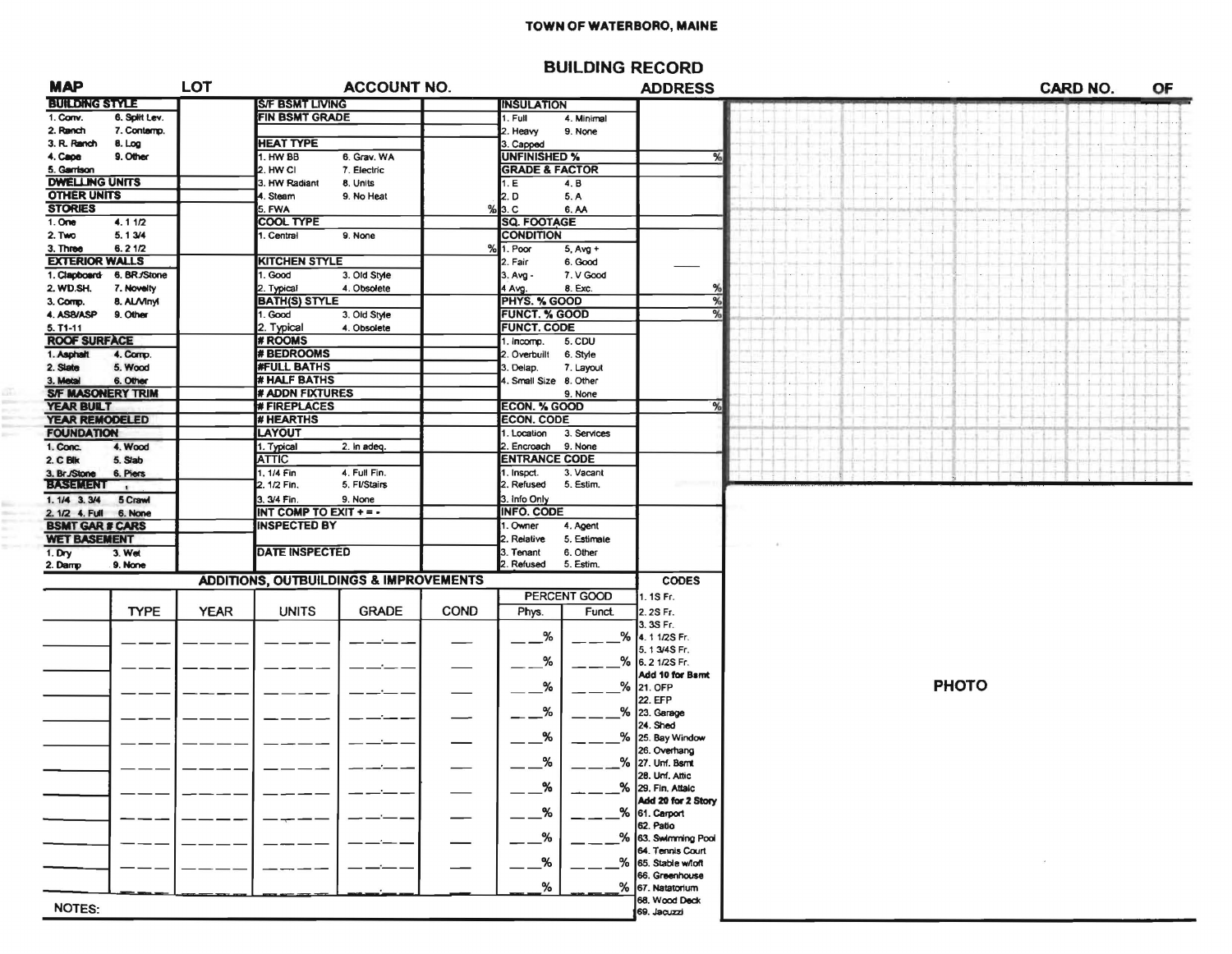**TOWN OF WATERBORO, MAINE**

# BUILDING RECORD

MAP | LOT | ACCOUNT NO. | ADDRESS | CARD NO. OF

**BUILDING STYLE**
1. Conv. 6. Split Lev.
2. Ranch 7. Contemp.
3. R. Ranch 8. Log
4. Cape 9. Other
5. Garrison

**DWELLING UNITS**

**OTHER UNITS**

**STORIES**
1. One 4. 1 1/2
2. Two 5. 1 3/4
3. Three 6. 2 1/2

**EXTERIOR WALLS**
1. Clapboard 6. BR./Stone
2. WD.SH. 7. Novelty
3. Comp. 8. AL/Vinyl
4. ASB/ASP 9. Other
5. T1-11

**ROOF SURFACE**
1. Asphalt 4. Comp.
2. Slate 5. Wood
3. Metal 6. Other

**S/F MASONERY TRIM**

**YEAR BUILT**

**YEAR REMODELED**

**FOUNDATION**
1. Conc. 4. Wood
2. C Blk 5. Slab
3. Br./Stone 6. Piers

**BASEMENT**
1. 1/4 3. 3/4 5 Crawl
2. 1/2 4. Full 6. None

**BSMT GAR # CARS**

**WET BASEMENT**
1. Dry 3. Wet
2. Damp 9. None

**S/F BSMT LIVING**

**FIN BSMT GRADE**

**HEAT TYPE**
1. HW BB 6. Grav. WA
2. HW CI 7. Electric
3. HW Radiant 8. Units
4. Steam 9. No Heat
5. FWA

%

**COOL TYPE**
1. Central 9. None

%

**KITCHEN STYLE**
1. Good 3. Old Style
2. Typical 4. Obsolete

**BATH(S) STYLE**
1. Good 3. Old Style
2. Typical 4. Obsolete

**# ROOMS**

**# BEDROOMS**

**#FULL BATHS**

**# HALF BATHS**

**# ADDN FIXTURES**

**# FIREPLACES**

**# HEARTHS**

**LAYOUT**
1. Typical 2. In adeq.

**ATTIC**
1. 1/4 Fin 4. Full Fin.
2. 1/2 Fin. 5. Fl/Stairs
3. 3/4 Fin. 9. None

**INT COMP TO EXIT + = -**

**INSPECTED BY**

**DATE INSPECTED**

**INSULATION**
1. Full 4. Minimal
2. Heavy 9. None
3. Capped

**UNFINISHED %** %

**GRADE & FACTOR**
1. E 4. B
2. D 5. A
3. C 6. AA

**SQ. FOOTAGE**

**CONDITION**
1. Poor 5. Avg +
2. Fair 6. Good
3. Avg - 7. V Good
4 Avg. 8. Exc.

%

**PHYS. % GOOD** %

**FUNCT. % GOOD** %

**FUNCT. CODE**
1. Incomp. 5. CDU
2. Overbuilt 6. Style
3. Delap. 7. Layout
4. Small Size 8. Other
9. None

**ECON. % GOOD** %

**ECON. CODE**
1. Location 3. Services
2. Encroach 9. None

**ENTRANCE CODE**
1. Inspct. 3. Vacant
2. Refused 5. Estim.
3. Info Only

**INFO. CODE**
1. Owner 4. Agent
2. Relative 5. Estimate
3. Tenant 6. Other
2. Refused 5. Estim.

## ADDITIONS, OUTBUILDINGS & IMPROVEMENTS

| | TYPE | YEAR | UNITS | GRADE | COND | PERCENT GOOD Phys. | Funct. |
|---|---|---|---|---|---|---|---|
| | | | | | | % | % |
| | | | | | | % | % |
| | | | | | | % | % |
| | | | | | | % | % |
| | | | | | | % | % |
| | | | | | | % | % |
| | | | | | | % | % |
| | | | | | | % | % |
| | | | | | | % | % |
| | | | | | | % | % |
| | | | | | | % | % |

NOTES:

**CODES**
1. 1S Fr.
2. 2S Fr.
3. 3S Fr.
4. 1 1/2S Fr.
5. 1 3/4S Fr.
6. 2 1/2S Fr.

**Add 10 for Bsmt**

21. OFP
22. EFP
23. Garage
24. Shed
25. Bay Window
26. Overhang
27. Unf. Bsmt
28. Unf. Attic
29. Fin. Attaic

**Add 20 for 2 Story**

61. Carport
62. Patio
63. Swimming Pool
64. Tennis Court
65. Stable w/loft
66. Greenhouse
67. Natatorium
68. Wood Deck
69. Jacuzzi

PHOTO